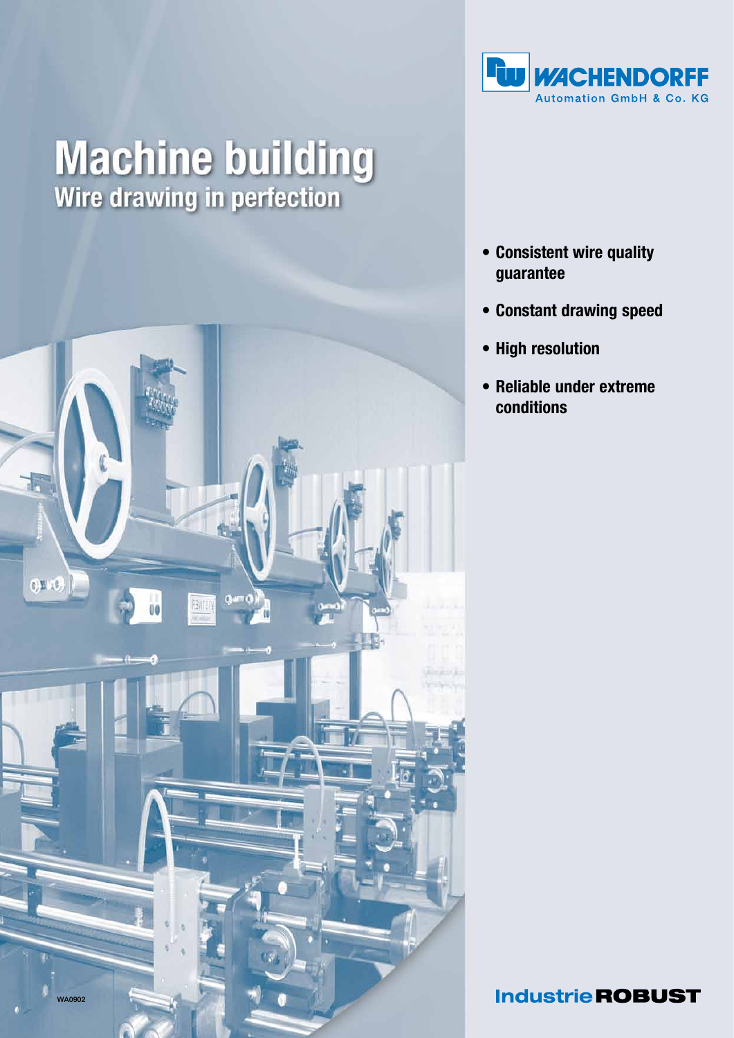WACHENDORFF
Automation GmbH & Co. KG

# Machine building
## Wire drawing in perfection

- Consistent wire quality guarantee
- Constant drawing speed
- High resolution
- Reliable under extreme conditions

WA0902

Industrie ROBUST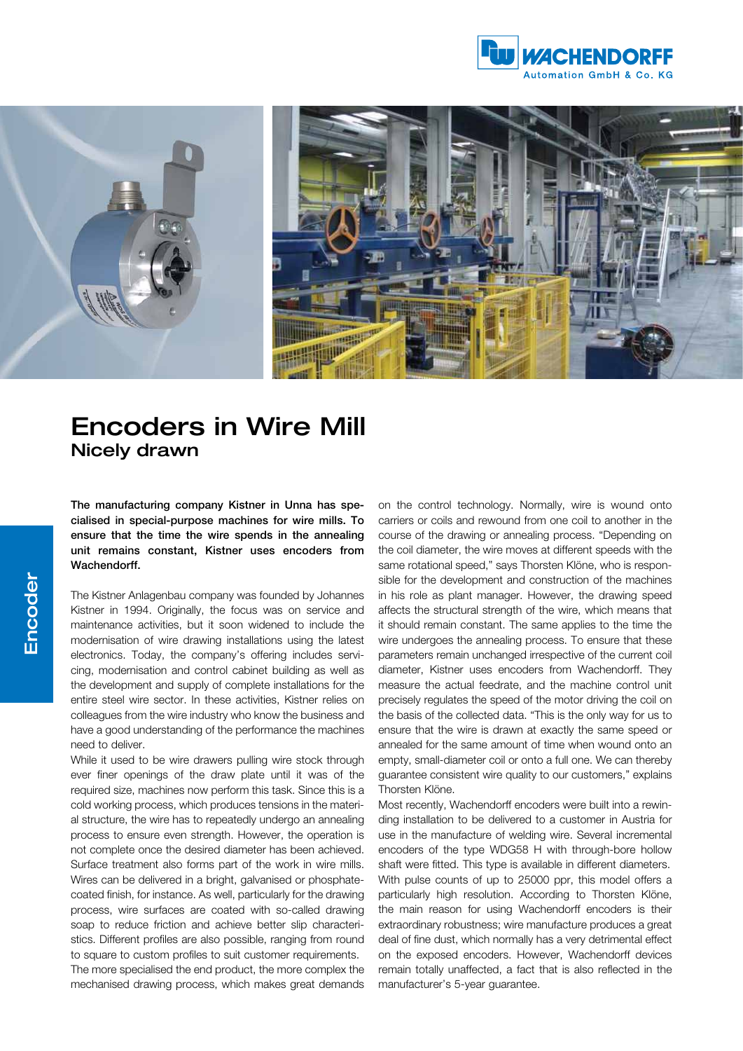# Encoders in Wire Mill

## Nicely drawn

**The manufacturing company Kistner in Unna has specialised in special-purpose machines for wire mills. To ensure that the time the wire spends in the annealing unit remains constant, Kistner uses encoders from Wachendorff.**

The Kistner Anlagenbau company was founded by Johannes Kistner in 1994. Originally, the focus was on service and maintenance activities, but it soon widened to include the modernisation of wire drawing installations using the latest electronics. Today, the company's offering includes servicing, modernisation and control cabinet building as well as the development and supply of complete installations for the entire steel wire sector. In these activities, Kistner relies on colleagues from the wire industry who know the business and have a good understanding of the performance the machines need to deliver.

While it used to be wire drawers pulling wire stock through ever finer openings of the draw plate until it was of the required size, machines now perform this task. Since this is a cold working process, which produces tensions in the material structure, the wire has to repeatedly undergo an annealing process to ensure even strength. However, the operation is not complete once the desired diameter has been achieved. Surface treatment also forms part of the work in wire mills. Wires can be delivered in a bright, galvanised or phosphate-coated finish, for instance. As well, particularly for the drawing process, wire surfaces are coated with so-called drawing soap to reduce friction and achieve better slip characteristics. Different profiles are also possible, ranging from round to square to custom profiles to suit customer requirements.

The more specialised the end product, the more complex the mechanised drawing process, which makes great demands on the control technology. Normally, wire is wound onto carriers or coils and rewound from one coil to another in the course of the drawing or annealing process. "Depending on the coil diameter, the wire moves at different speeds with the same rotational speed," says Thorsten Klöne, who is responsible for the development and construction of the machines in his role as plant manager. However, the drawing speed affects the structural strength of the wire, which means that it should remain constant. The same applies to the time the wire undergoes the annealing process. To ensure that these parameters remain unchanged irrespective of the current coil diameter, Kistner uses encoders from Wachendorff. They measure the actual feedrate, and the machine control unit precisely regulates the speed of the motor driving the coil on the basis of the collected data. "This is the only way for us to ensure that the wire is drawn at exactly the same speed or annealed for the same amount of time when wound onto an empty, small-diameter coil or onto a full one. We can thereby guarantee consistent wire quality to our customers," explains Thorsten Klöne.

Most recently, Wachendorff encoders were built into a rewinding installation to be delivered to a customer in Austria for use in the manufacture of welding wire. Several incremental encoders of the type WDG58 H with through-bore hollow shaft were fitted. This type is available in different diameters. With pulse counts of up to 25000 ppr, this model offers a particularly high resolution. According to Thorsten Klöne, the main reason for using Wachendorff encoders is their extraordinary robustness; wire manufacture produces a great deal of fine dust, which normally has a very detrimental effect on the exposed encoders. However, Wachendorff devices remain totally unaffected, a fact that is also reflected in the manufacturer's 5-year guarantee.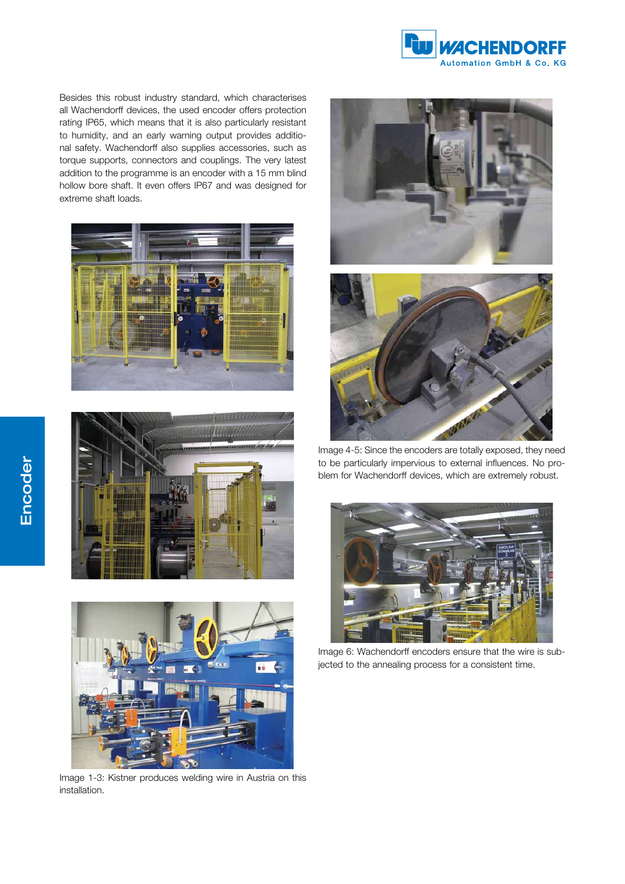Besides this robust industry standard, which characterises all Wachendorff devices, the used encoder offers protection rating IP65, which means that it is also particularly resistant to humidity, and an early warning output provides additional safety. Wachendorff also supplies accessories, such as torque supports, connectors and couplings. The very latest addition to the programme is an encoder with a 15 mm blind hollow bore shaft. It even offers IP67 and was designed for extreme shaft loads.

Image 1-3: Kistner produces welding wire in Austria on this installation.

Image 4-5: Since the encoders are totally exposed, they need to be particularly impervious to external influences. No problem for Wachendorff devices, which are extremely robust.

Image 6: Wachendorff encoders ensure that the wire is subjected to the annealing process for a consistent time.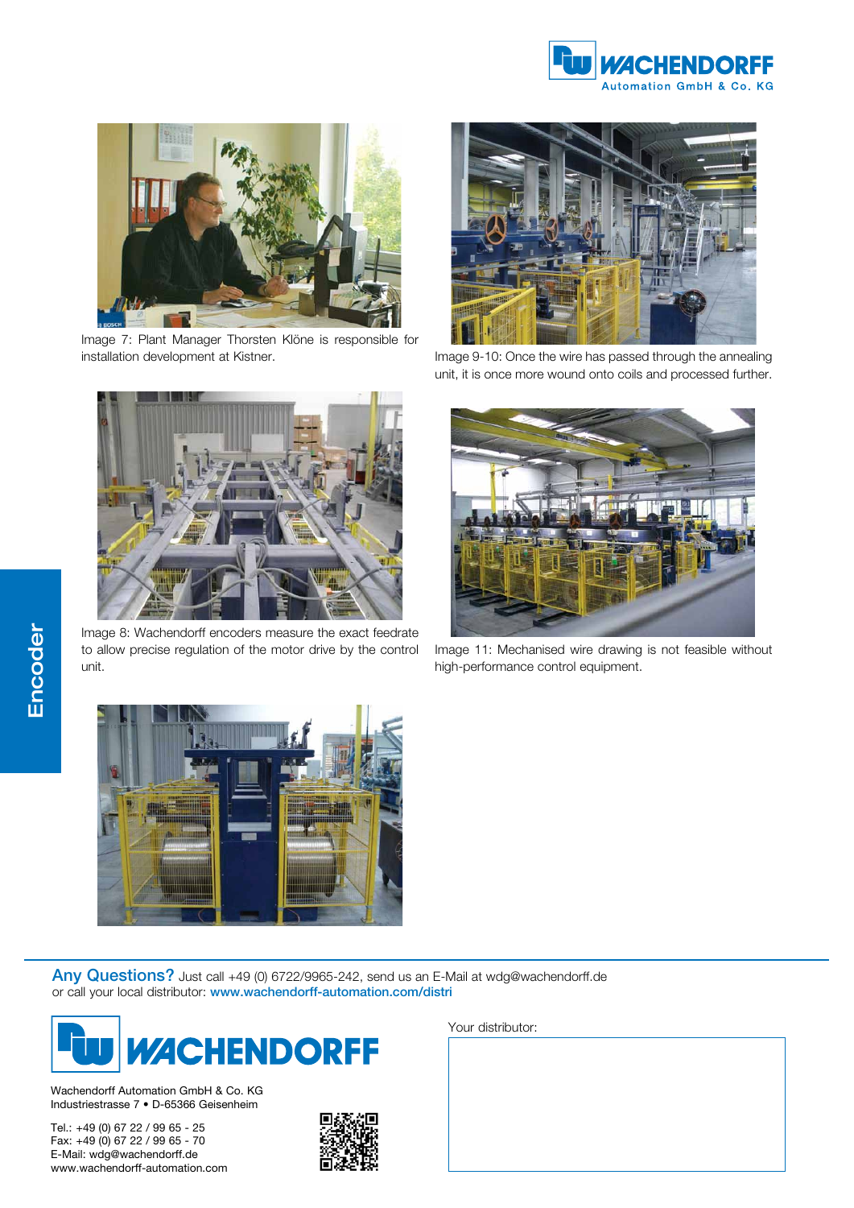Image 7: Plant Manager Thorsten Klöne is responsible for installation development at Kistner.

Image 9-10: Once the wire has passed through the annealing unit, it is once more wound onto coils and processed further.

Image 8: Wachendorff encoders measure the exact feedrate to allow precise regulation of the motor drive by the control unit.

Image 11: Mechanised wire drawing is not feasible without high-performance control equipment.

**Any Questions?** Just call +49 (0) 6722/9965-242, send us an E-Mail at wdg@wachendorff.de or call your local distributor: **www.wachendorff-automation.com/distri**

Wachendorff Automation GmbH & Co. KG
Industriestrasse 7 • D-65366 Geisenheim

Tel.: +49 (0) 67 22 / 99 65 - 25
Fax: +49 (0) 67 22 / 99 65 - 70
E-Mail: wdg@wachendorff.de
www.wachendorff-automation.com

Your distributor: